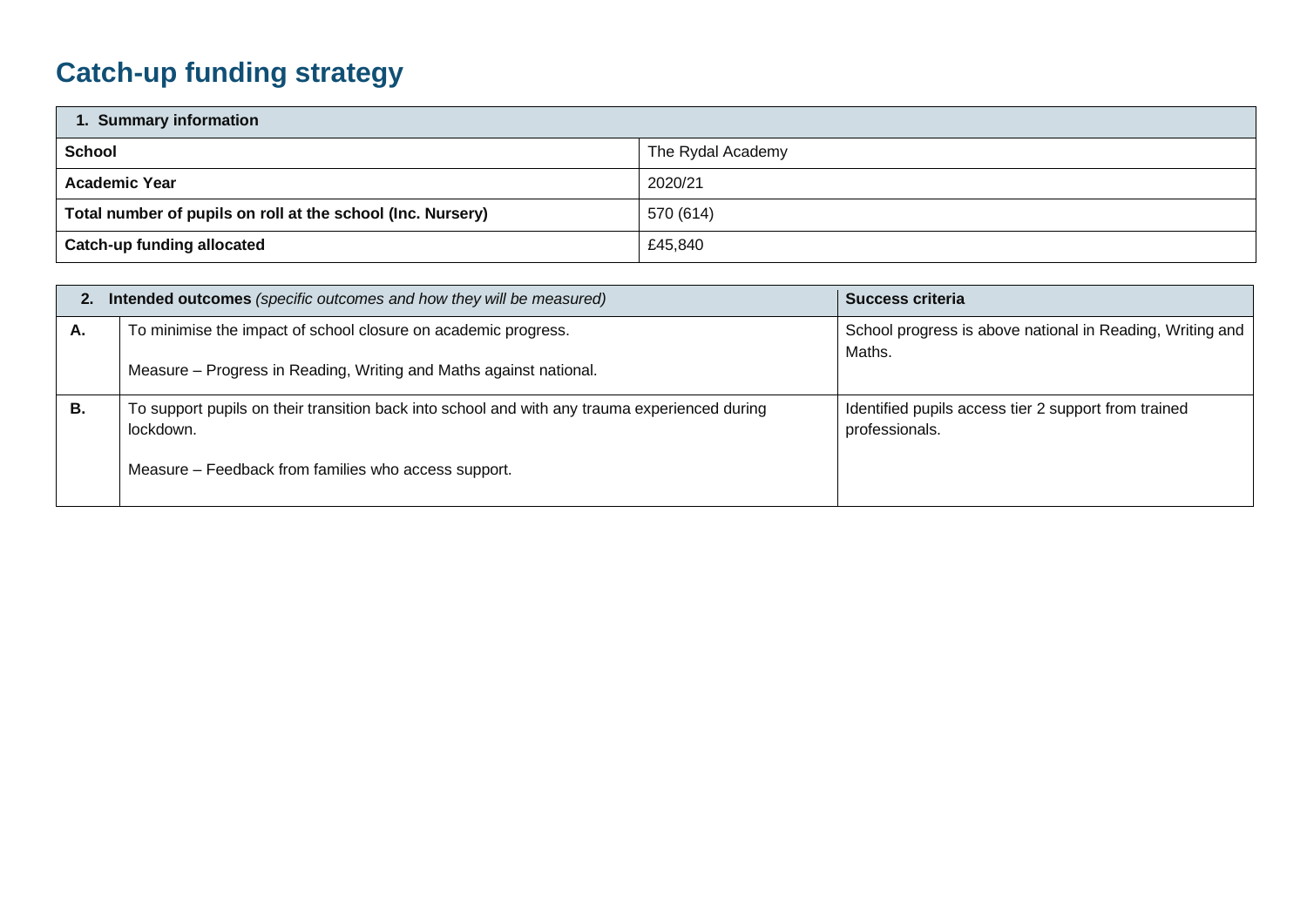# Catch-up funding strategy

| 1. Summary information | |
|---|---|
| **School** | The Rydal Academy |
| **Academic Year** | 2020/21 |
| **Total number of pupils on roll at the school (Inc. Nursery)** | 570 (614) |
| **Catch-up funding allocated** | £45,840 |

| 2. **Intended outcomes** *(specific outcomes and how they will be measured)* | | **Success criteria** |
|---|---|---|
| **A.** | To minimise the impact of school closure on academic progress.<br><br>Measure – Progress in Reading, Writing and Maths against national. | School progress is above national in Reading, Writing and Maths. |
| **B.** | To support pupils on their transition back into school and with any trauma experienced during lockdown.<br><br>Measure – Feedback from families who access support. | Identified pupils access tier 2 support from trained professionals. |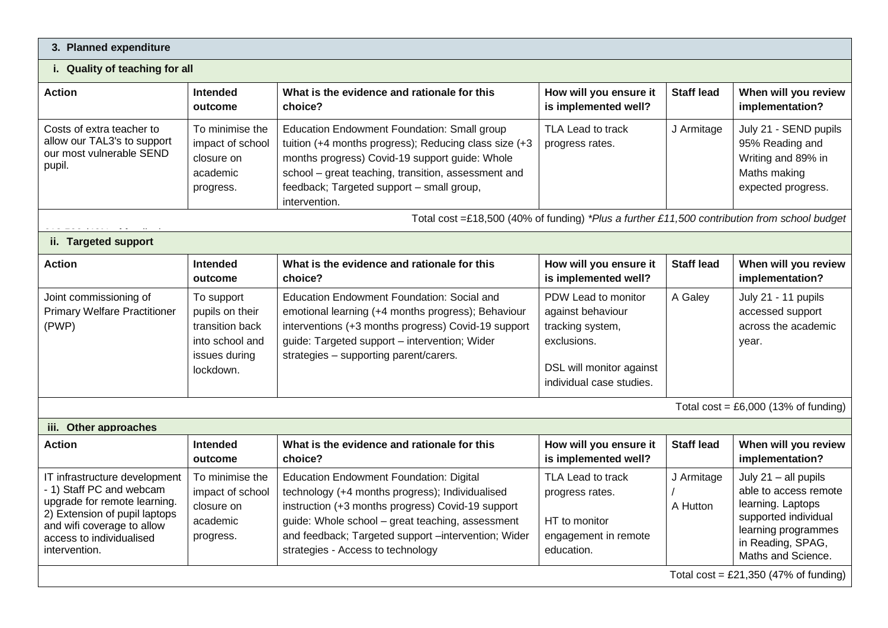## 3. Planned expenditure

### i. Quality of teaching for all

| Action | Intended outcome | What is the evidence and rationale for this choice? | How will you ensure it is implemented well? | Staff lead | When will you review implementation? |
|---|---|---|---|---|---|
| Costs of extra teacher to allow our TAL3's to support our most vulnerable SEND pupil. | To minimise the impact of school closure on academic progress. | Education Endowment Foundation: Small group tuition (+4 months progress); Reducing class size (+3 months progress) Covid-19 support guide: Whole school – great teaching, transition, assessment and feedback; Targeted support – small group, intervention. | TLA Lead to track progress rates. | J Armitage | July 21 - SEND pupils 95% Reading and Writing and 89% in Maths making expected progress. |
| | | | | | Total cost =£18,500 (40% of funding) *\*Plus a further £11,500 contribution from school budget* |

### ii. Targeted support

| Action | Intended outcome | What is the evidence and rationale for this choice? | How will you ensure it is implemented well? | Staff lead | When will you review implementation? |
|---|---|---|---|---|---|
| Joint commissioning of Primary Welfare Practitioner (PWP) | To support pupils on their transition back into school and issues during lockdown. | Education Endowment Foundation: Social and emotional learning (+4 months progress); Behaviour interventions (+3 months progress) Covid-19 support guide: Targeted support – intervention; Wider strategies – supporting parent/carers. | PDW Lead to monitor against behaviour tracking system, exclusions.<br><br>DSL will monitor against individual case studies. | A Galey | July 21 - 11 pupils accessed support across the academic year. |
| | | | | | Total cost = £6,000 (13% of funding) |

### iii. Other approaches

| Action | Intended outcome | What is the evidence and rationale for this choice? | How will you ensure it is implemented well? | Staff lead | When will you review implementation? |
|---|---|---|---|---|---|
| IT infrastructure development - 1) Staff PC and webcam upgrade for remote learning. 2) Extension of pupil laptops and wifi coverage to allow access to individualised intervention. | To minimise the impact of school closure on academic progress. | Education Endowment Foundation: Digital technology (+4 months progress); Individualised instruction (+3 months progress) Covid-19 support guide: Whole school – great teaching, assessment and feedback; Targeted support –intervention; Wider strategies - Access to technology | TLA Lead to track progress rates.<br><br>HT to monitor engagement in remote education. | J Armitage / A Hutton | July 21 – all pupils able to access remote learning. Laptops supported individual learning programmes in Reading, SPAG, Maths and Science. |
| | | | | | Total cost = £21,350 (47% of funding) |